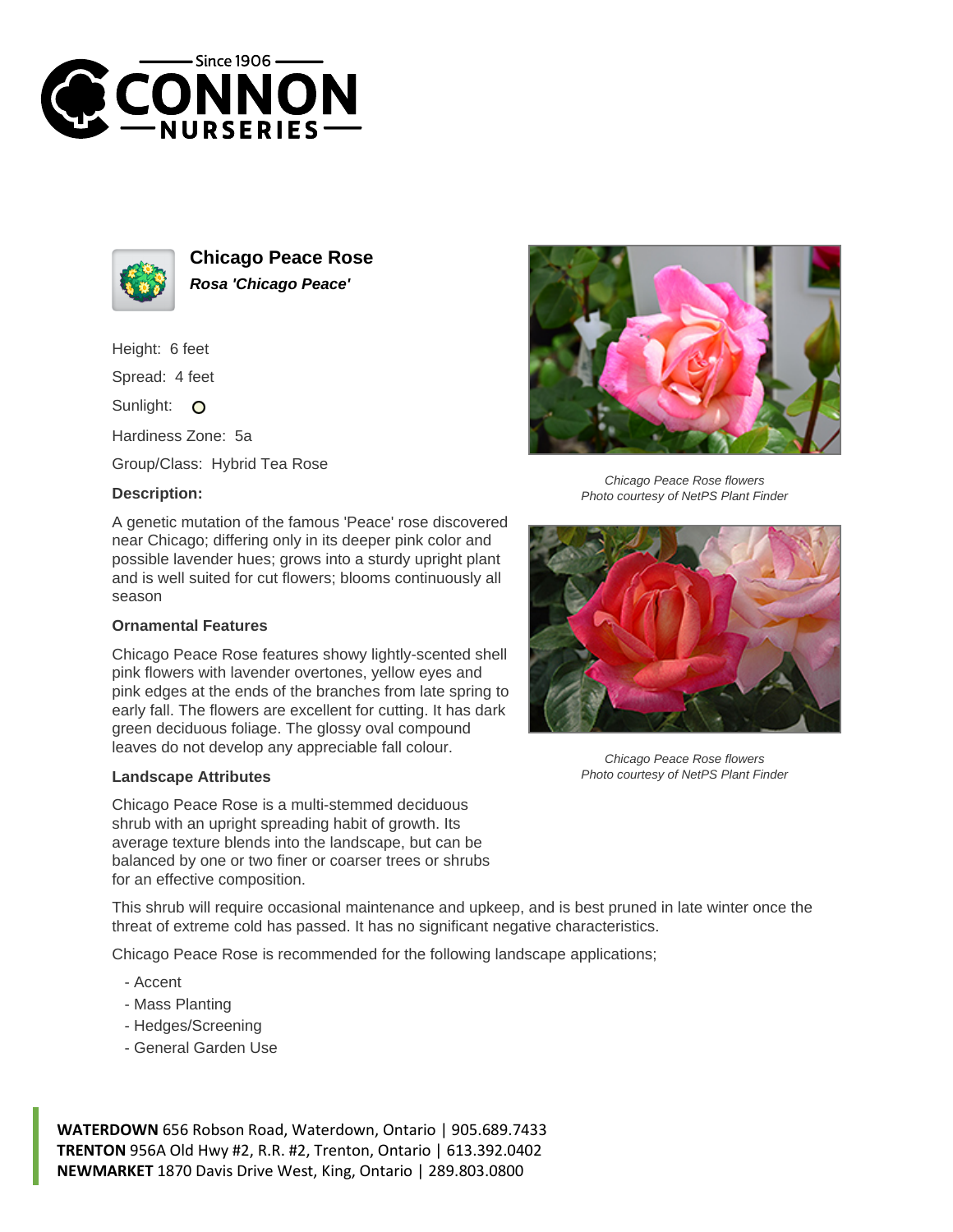# Chicago Peace Rose

***Rosa 'Chicago Peace'***

Height: 6 feet

Spread: 4 feet

Sunlight: O

Hardiness Zone: 5a

Group/Class: Hybrid Tea Rose

### Description:

A genetic mutation of the famous 'Peace' rose discovered near Chicago; differing only in its deeper pink color and possible lavender hues; grows into a sturdy upright plant and is well suited for cut flowers; blooms continuously all season

### Ornamental Features

Chicago Peace Rose features showy lightly-scented shell pink flowers with lavender overtones, yellow eyes and pink edges at the ends of the branches from late spring to early fall. The flowers are excellent for cutting. It has dark green deciduous foliage. The glossy oval compound leaves do not develop any appreciable fall colour.

### Landscape Attributes

Chicago Peace Rose is a multi-stemmed deciduous shrub with an upright spreading habit of growth. Its average texture blends into the landscape, but can be balanced by one or two finer or coarser trees or shrubs for an effective composition.

This shrub will require occasional maintenance and upkeep, and is best pruned in late winter once the threat of extreme cold has passed. It has no significant negative characteristics.

Chicago Peace Rose is recommended for the following landscape applications;

- Accent
- Mass Planting
- Hedges/Screening
- General Garden Use

*Chicago Peace Rose flowers*
*Photo courtesy of NetPS Plant Finder*

*Chicago Peace Rose flowers*
*Photo courtesy of NetPS Plant Finder*

**WATERDOWN** 656 Robson Road, Waterdown, Ontario | 905.689.7433
**TRENTON** 956A Old Hwy #2, R.R. #2, Trenton, Ontario | 613.392.0402
**NEWMARKET** 1870 Davis Drive West, King, Ontario | 289.803.0800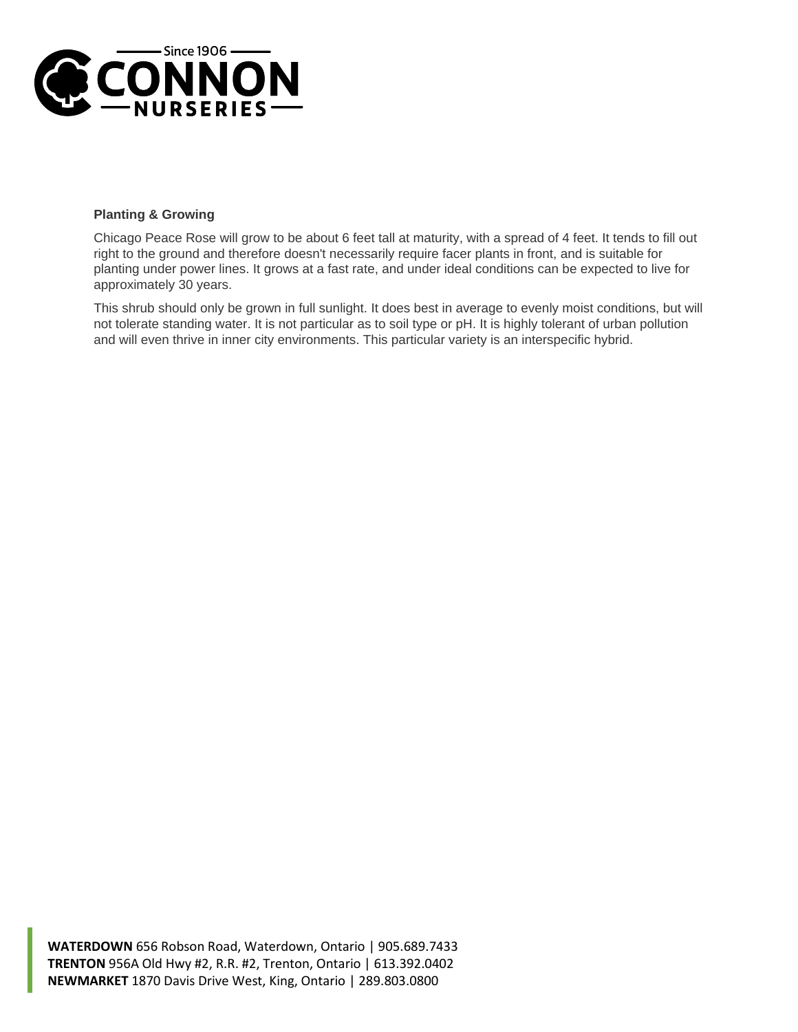### Planting & Growing

Chicago Peace Rose will grow to be about 6 feet tall at maturity, with a spread of 4 feet. It tends to fill out right to the ground and therefore doesn't necessarily require facer plants in front, and is suitable for planting under power lines. It grows at a fast rate, and under ideal conditions can be expected to live for approximately 30 years.

This shrub should only be grown in full sunlight. It does best in average to evenly moist conditions, but will not tolerate standing water. It is not particular as to soil type or pH. It is highly tolerant of urban pollution and will even thrive in inner city environments. This particular variety is an interspecific hybrid.